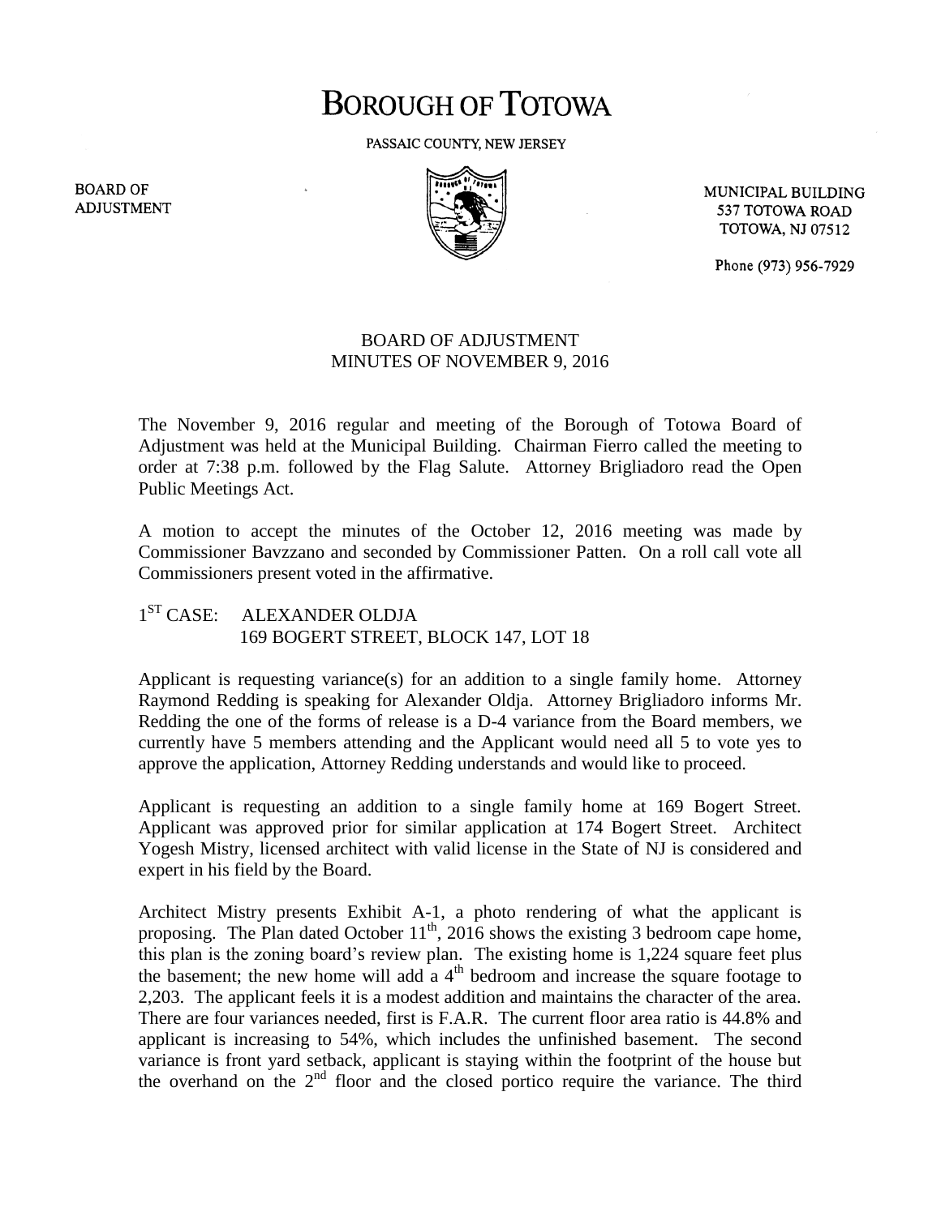# BOROUGH OF TOTOWA

PASSAIC COUNTY, NEW JERSEY

BOARD OF ADJUSTMENT

MUNICIPAL BUILDING
537 TOTOWA ROAD
TOTOWA, NJ 07512

Phone (973) 956-7929

## BOARD OF ADJUSTMENT
## MINUTES OF NOVEMBER 9, 2016

The November 9, 2016 regular and meeting of the Borough of Totowa Board of Adjustment was held at the Municipal Building. Chairman Fierro called the meeting to order at 7:38 p.m. followed by the Flag Salute. Attorney Brigliadoro read the Open Public Meetings Act.

A motion to accept the minutes of the October 12, 2016 meeting was made by Commissioner Bavzzano and seconded by Commissioner Patten. On a roll call vote all Commissioners present voted in the affirmative.

1ST CASE: ALEXANDER OLDJA
169 BOGERT STREET, BLOCK 147, LOT 18

Applicant is requesting variance(s) for an addition to a single family home. Attorney Raymond Redding is speaking for Alexander Oldja. Attorney Brigliadoro informs Mr. Redding the one of the forms of release is a D-4 variance from the Board members, we currently have 5 members attending and the Applicant would need all 5 to vote yes to approve the application, Attorney Redding understands and would like to proceed.

Applicant is requesting an addition to a single family home at 169 Bogert Street. Applicant was approved prior for similar application at 174 Bogert Street. Architect Yogesh Mistry, licensed architect with valid license in the State of NJ is considered and expert in his field by the Board.

Architect Mistry presents Exhibit A-1, a photo rendering of what the applicant is proposing. The Plan dated October 11th, 2016 shows the existing 3 bedroom cape home, this plan is the zoning board's review plan. The existing home is 1,224 square feet plus the basement; the new home will add a 4th bedroom and increase the square footage to 2,203. The applicant feels it is a modest addition and maintains the character of the area. There are four variances needed, first is F.A.R. The current floor area ratio is 44.8% and applicant is increasing to 54%, which includes the unfinished basement. The second variance is front yard setback, applicant is staying within the footprint of the house but the overhand on the 2nd floor and the closed portico require the variance. The third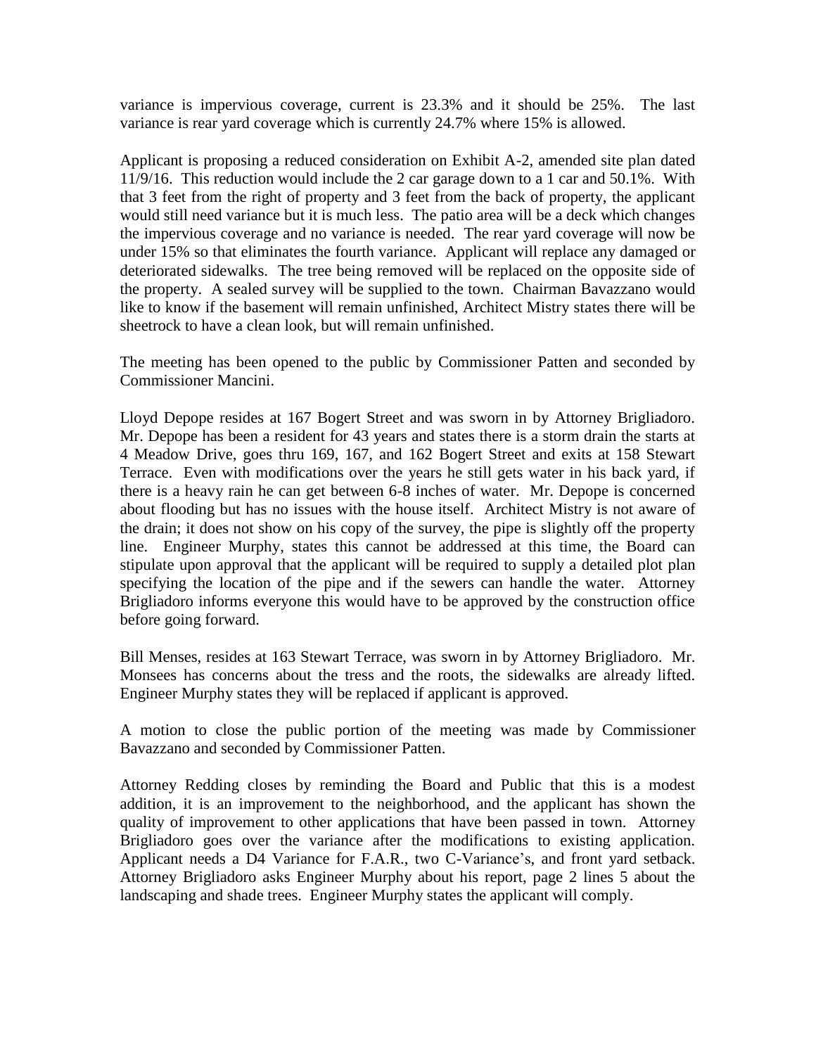variance is impervious coverage, current is 23.3% and it should be 25%. The last variance is rear yard coverage which is currently 24.7% where 15% is allowed.

Applicant is proposing a reduced consideration on Exhibit A-2, amended site plan dated 11/9/16. This reduction would include the 2 car garage down to a 1 car and 50.1%. With that 3 feet from the right of property and 3 feet from the back of property, the applicant would still need variance but it is much less. The patio area will be a deck which changes the impervious coverage and no variance is needed. The rear yard coverage will now be under 15% so that eliminates the fourth variance. Applicant will replace any damaged or deteriorated sidewalks. The tree being removed will be replaced on the opposite side of the property. A sealed survey will be supplied to the town. Chairman Bavazzano would like to know if the basement will remain unfinished, Architect Mistry states there will be sheetrock to have a clean look, but will remain unfinished.

The meeting has been opened to the public by Commissioner Patten and seconded by Commissioner Mancini.

Lloyd Depope resides at 167 Bogert Street and was sworn in by Attorney Brigliadoro. Mr. Depope has been a resident for 43 years and states there is a storm drain the starts at 4 Meadow Drive, goes thru 169, 167, and 162 Bogert Street and exits at 158 Stewart Terrace. Even with modifications over the years he still gets water in his back yard, if there is a heavy rain he can get between 6-8 inches of water. Mr. Depope is concerned about flooding but has no issues with the house itself. Architect Mistry is not aware of the drain; it does not show on his copy of the survey, the pipe is slightly off the property line. Engineer Murphy, states this cannot be addressed at this time, the Board can stipulate upon approval that the applicant will be required to supply a detailed plot plan specifying the location of the pipe and if the sewers can handle the water. Attorney Brigliadoro informs everyone this would have to be approved by the construction office before going forward.

Bill Menses, resides at 163 Stewart Terrace, was sworn in by Attorney Brigliadoro. Mr. Monsees has concerns about the tress and the roots, the sidewalks are already lifted. Engineer Murphy states they will be replaced if applicant is approved.

A motion to close the public portion of the meeting was made by Commissioner Bavazzano and seconded by Commissioner Patten.

Attorney Redding closes by reminding the Board and Public that this is a modest addition, it is an improvement to the neighborhood, and the applicant has shown the quality of improvement to other applications that have been passed in town. Attorney Brigliadoro goes over the variance after the modifications to existing application. Applicant needs a D4 Variance for F.A.R., two C-Variance's, and front yard setback. Attorney Brigliadoro asks Engineer Murphy about his report, page 2 lines 5 about the landscaping and shade trees. Engineer Murphy states the applicant will comply.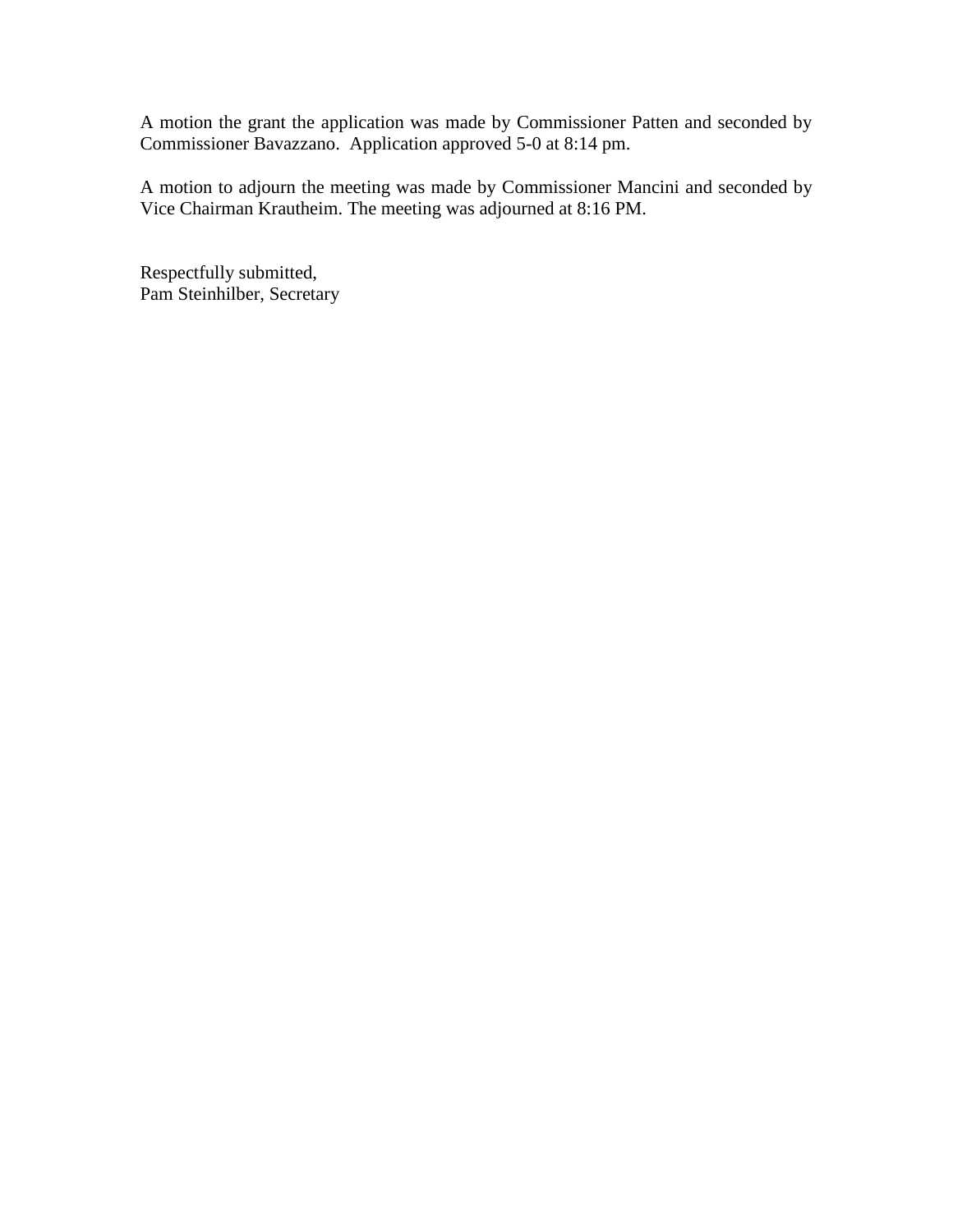A motion the grant the application was made by Commissioner Patten and seconded by Commissioner Bavazzano. Application approved 5-0 at 8:14 pm.

A motion to adjourn the meeting was made by Commissioner Mancini and seconded by Vice Chairman Krautheim. The meeting was adjourned at 8:16 PM.

Respectfully submitted,
Pam Steinhilber, Secretary